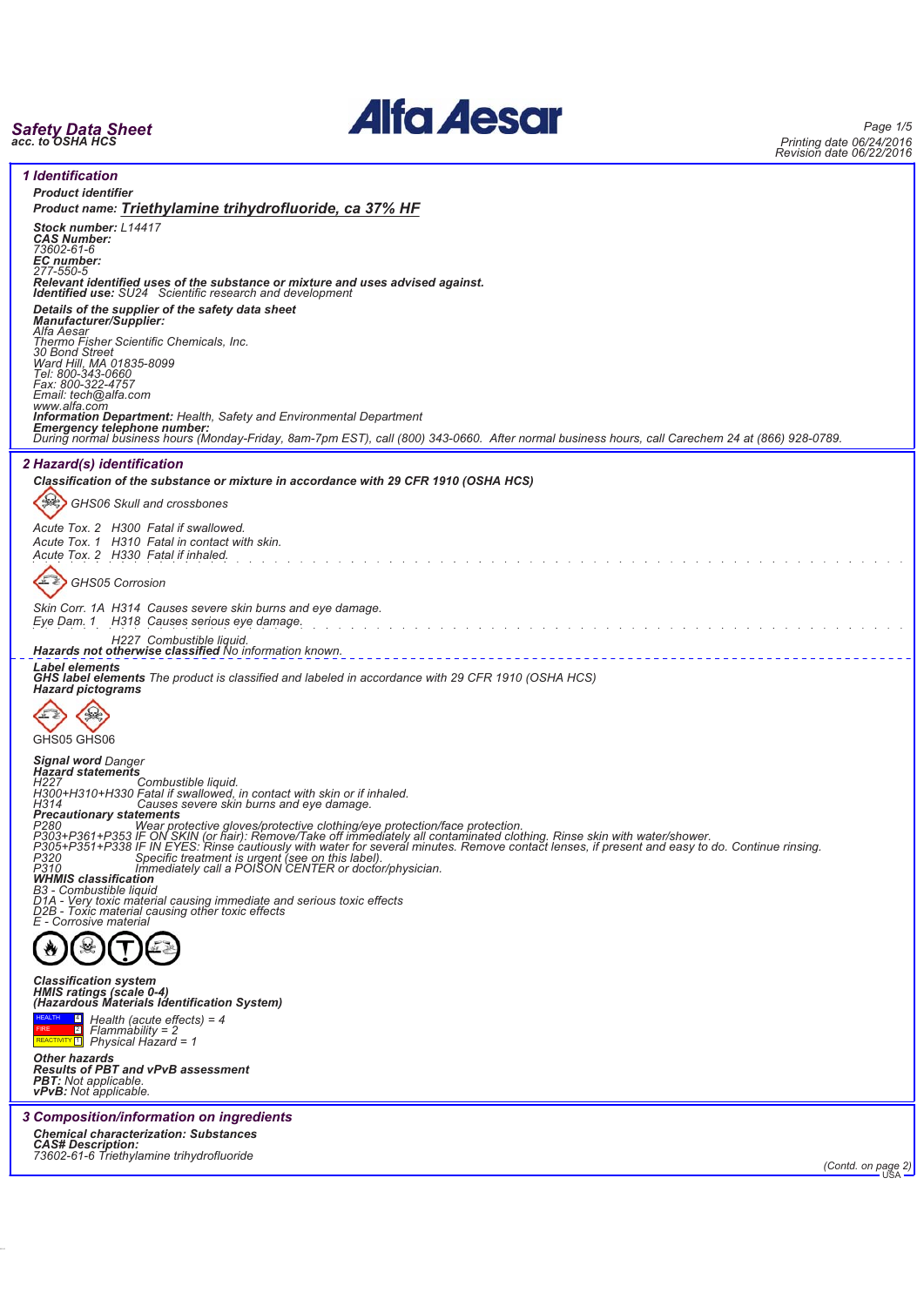# Safety Data Sheet
**acc. to OSHA HCS**

Printing date 06/24/2016
Revision date 06/22/2016

## 1 Identification

**Product identifier**

**Product name: Triethylamine trihydrofluoride, ca 37% HF**

**Stock number:** L14417
**CAS Number:**
73602-61-6
**EC number:**
277-550-5
**Relevant identified uses of the substance or mixture and uses advised against.**
**Identified use:** SU24 Scientific research and development

**Details of the supplier of the safety data sheet**
**Manufacturer/Supplier:**
Alfa Aesar
Thermo Fisher Scientific Chemicals, Inc.
30 Bond Street
Ward Hill, MA 01835-8099
Tel: 800-343-0660
Fax: 800-322-4757
Email: tech@alfa.com
www.alfa.com
**Information Department:** Health, Safety and Environmental Department
**Emergency telephone number:**
During normal business hours (Monday-Friday, 8am-7pm EST), call (800) 343-0660. After normal business hours, call Carechem 24 at (866) 928-0789.

## 2 Hazard(s) identification

**Classification of the substance or mixture in accordance with 29 CFR 1910 (OSHA HCS)**

GHS06 Skull and crossbones

Acute Tox. 2 H300 Fatal if swallowed.
Acute Tox. 1 H310 Fatal in contact with skin.
Acute Tox. 2 H330 Fatal if inhaled.

GHS05 Corrosion

Skin Corr. 1A H314 Causes severe skin burns and eye damage.
Eye Dam. 1 H318 Causes serious eye damage.

H227 Combustible liquid.

**Hazards not otherwise classified** No information known.

**Label elements**
**GHS label elements** The product is classified and labeled in accordance with 29 CFR 1910 (OSHA HCS)
**Hazard pictograms**

GHS05 GHS06

**Signal word** Danger
**Hazard statements**
H227 Combustible liquid.
H300+H310+H330 Fatal if swallowed, in contact with skin or if inhaled.
H314 Causes severe skin burns and eye damage.
**Precautionary statements**
P280 Wear protective gloves/protective clothing/eye protection/face protection.
P303+P361+P353 IF ON SKIN (or hair): Remove/Take off immediately all contaminated clothing. Rinse skin with water/shower.
P305+P351+P338 IF IN EYES: Rinse cautiously with water for several minutes. Remove contact lenses, if present and easy to do. Continue rinsing.
P320 Specific treatment is urgent (see on this label).
P310 Immediately call a POISON CENTER or doctor/physician.
**WHMIS classification**
B3 - Combustible liquid
D1A - Very toxic material causing immediate and serious toxic effects
D2B - Toxic material causing other toxic effects
E - Corrosive material

**Classification system**
**HMIS ratings (scale 0-4)**
**(Hazardous Materials Identification System)**

| | | |
|---|---|---|
| HEALTH | 4 | Health (acute effects) = 4 |
| FIRE | 2 | Flammability = 2 |
| REACTIVITY | 1 | Physical Hazard = 1 |

**Other hazards**
**Results of PBT and vPvB assessment**
**PBT:** Not applicable.
**vPvB:** Not applicable.

## 3 Composition/information on ingredients

**Chemical characterization: Substances**
**CAS# Description:**
73602-61-6 Triethylamine trihydrofluoride

(Contd. on page 2)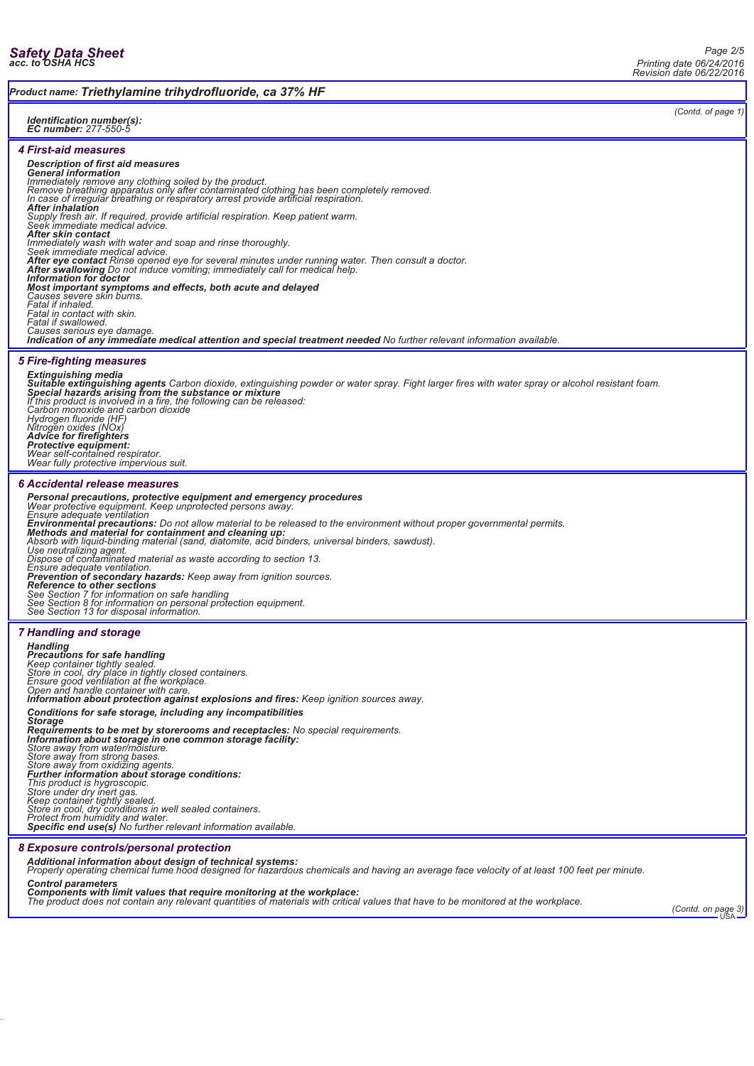**Product name: Triethylamine trihydrofluoride, ca 37% HF**

(Contd. of page 1)

**Identification number(s):**
**EC number:** 277-550-5

## 4 First-aid measures

**Description of first aid measures**
**General information**
Immediately remove any clothing soiled by the product.
Remove breathing apparatus only after contaminated clothing has been completely removed.
In case of irregular breathing or respiratory arrest provide artificial respiration.
**After inhalation**
Supply fresh air. If required, provide artificial respiration. Keep patient warm.
Seek immediate medical advice.
**After skin contact**
Immediately wash with water and soap and rinse thoroughly.
Seek immediate medical advice.
**After eye contact** Rinse opened eye for several minutes under running water. Then consult a doctor.
**After swallowing** Do not induce vomiting; immediately call for medical help.
**Information for doctor**
**Most important symptoms and effects, both acute and delayed**
Causes severe skin burns.
Fatal if inhaled.
Fatal in contact with skin.
Fatal if swallowed.
Causes serious eye damage.
**Indication of any immediate medical attention and special treatment needed** No further relevant information available.

## 5 Fire-fighting measures

**Extinguishing media**
**Suitable extinguishing agents** Carbon dioxide, extinguishing powder or water spray. Fight larger fires with water spray or alcohol resistant foam.
**Special hazards arising from the substance or mixture**
If this product is involved in a fire, the following can be released:
Carbon monoxide and carbon dioxide
Hydrogen fluoride (HF)
Nitrogen oxides (NOx)
**Advice for firefighters**
**Protective equipment:**
Wear self-contained respirator.
Wear fully protective impervious suit.

## 6 Accidental release measures

**Personal precautions, protective equipment and emergency procedures**
Wear protective equipment. Keep unprotected persons away.
Ensure adequate ventilation
**Environmental precautions:** Do not allow material to be released to the environment without proper governmental permits.
**Methods and material for containment and cleaning up:**
Absorb with liquid-binding material (sand, diatomite, acid binders, universal binders, sawdust).
Use neutralizing agent.
Dispose of contaminated material as waste according to section 13.
Ensure adequate ventilation.
**Prevention of secondary hazards:** Keep away from ignition sources.
**Reference to other sections**
See Section 7 for information on safe handling
See Section 8 for information on personal protection equipment.
See Section 13 for disposal information.

## 7 Handling and storage

**Handling**
**Precautions for safe handling**
Keep container tightly sealed.
Store in cool, dry place in tightly closed containers.
Ensure good ventilation at the workplace.
Open and handle container with care.
**Information about protection against explosions and fires:** Keep ignition sources away.

**Conditions for safe storage, including any incompatibilities**
**Storage**
**Requirements to be met by storerooms and receptacles:** No special requirements.
**Information about storage in one common storage facility:**
Store away from water/moisture.
Store away from strong bases.
Store away from oxidizing agents.
**Further information about storage conditions:**
This product is hygroscopic.
Store under dry inert gas.
Keep container tightly sealed.
Store in cool, dry conditions in well sealed containers.
Protect from humidity and water.
**Specific end use(s)** No further relevant information available.

## 8 Exposure controls/personal protection

**Additional information about design of technical systems:**
Properly operating chemical fume hood designed for hazardous chemicals and having an average face velocity of at least 100 feet per minute.

**Control parameters**
**Components with limit values that require monitoring at the workplace:**
The product does not contain any relevant quantities of materials with critical values that have to be monitored at the workplace.

(Contd. on page 3)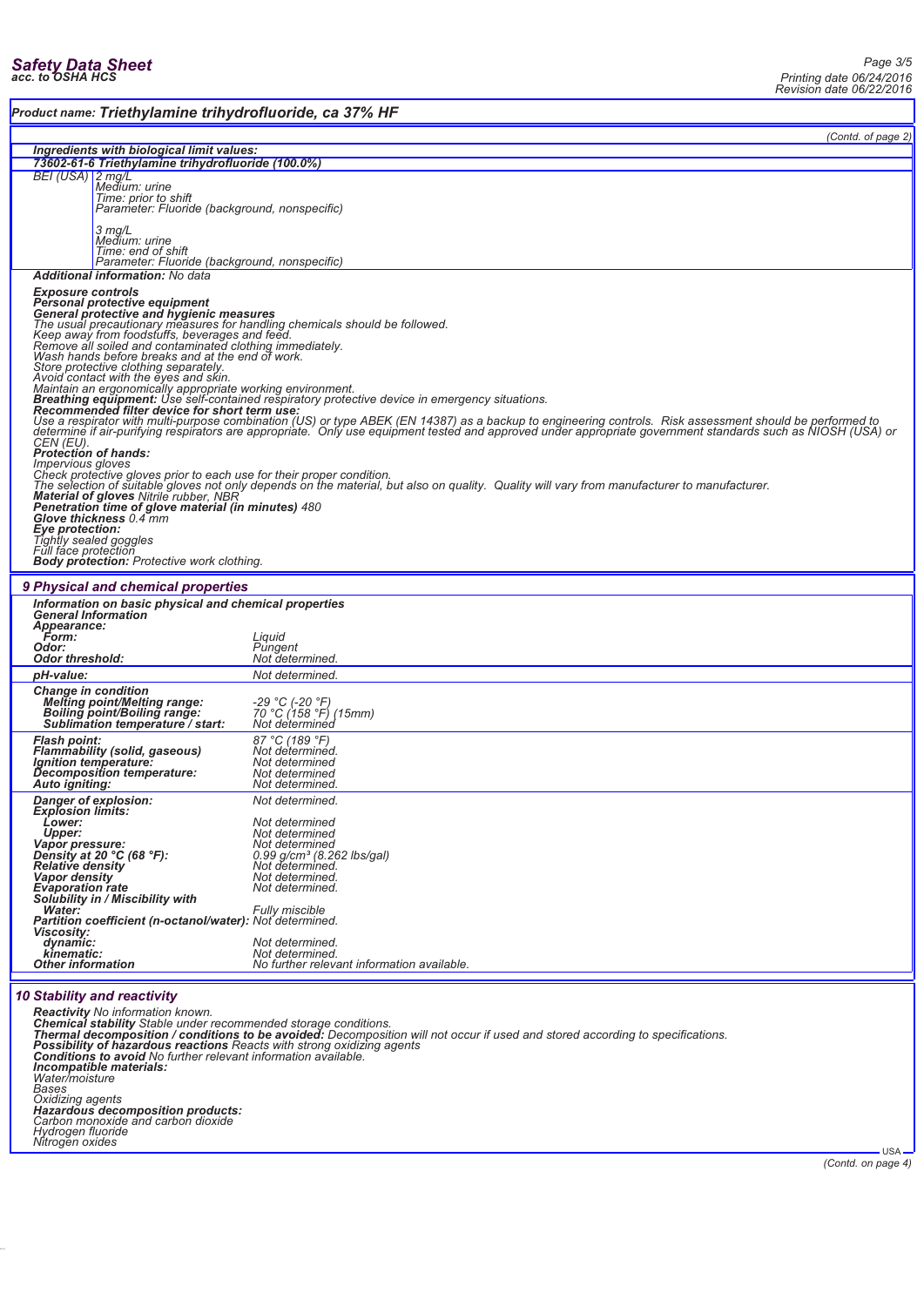Product name: **Triethylamine trihydrofluoride, ca 37% HF**

(Contd. of page 2)

**Ingredients with biological limit values:**

**73602-61-6 Triethylamine trihydrofluoride (100.0%)**

| | |
|---|---|
| BEI (USA) | 2 mg/L<br>Medium: urine<br>Time: prior to shift<br>Parameter: Fluoride (background, nonspecific)<br><br>3 mg/L<br>Medium: urine<br>Time: end of shift<br>Parameter: Fluoride (background, nonspecific) |

**Additional information:** No data

**Exposure controls**

**Personal protective equipment**

**General protective and hygienic measures**

The usual precautionary measures for handling chemicals should be followed.
Keep away from foodstuffs, beverages and feed.
Remove all soiled and contaminated clothing immediately.
Wash hands before breaks and at the end of work.
Store protective clothing separately.
Avoid contact with the eyes and skin.
Maintain an ergonomically appropriate working environment.

**Breathing equipment:** Use self-contained respiratory protective device in emergency situations.

**Recommended filter device for short term use:**

Use a respirator with multi-purpose combination (US) or type ABEK (EN 14387) as a backup to engineering controls. Risk assessment should be performed to determine if air-purifying respirators are appropriate. Only use equipment tested and approved under appropriate government standards such as NIOSH (USA) or CEN (EU).

**Protection of hands:**

Impervious gloves
Check protective gloves prior to each use for their proper condition.
The selection of suitable gloves not only depends on the material, but also on quality. Quality will vary from manufacturer to manufacturer.

**Material of gloves** Nitrile rubber, NBR

**Penetration time of glove material (in minutes)** 480

**Glove thickness** 0.4 mm

**Eye protection:**

Tightly sealed goggles
Full face protection

**Body protection:** Protective work clothing.

## 9 Physical and chemical properties

**Information on basic physical and chemical properties**

**General Information**

| | |
|---|---|
| **Appearance:** | |
| **Form:** | Liquid |
| **Odor:** | Pungent |
| **Odor threshold:** | Not determined. |
| **pH-value:** | Not determined. |
| **Change in condition** | |
| **Melting point/Melting range:** | -29 °C (-20 °F) |
| **Boiling point/Boiling range:** | 70 °C (158 °F) (15mm) |
| **Sublimation temperature / start:** | Not determined |
| **Flash point:** | 87 °C (189 °F) |
| **Flammability (solid, gaseous)** | Not determined. |
| **Ignition temperature:** | Not determined |
| **Decomposition temperature:** | Not determined |
| **Auto igniting:** | Not determined. |
| **Danger of explosion:** | Not determined. |
| **Explosion limits:** | |
| **Lower:** | Not determined |
| **Upper:** | Not determined |
| **Vapor pressure:** | Not determined |
| **Density at 20 °C (68 °F):** | 0.99 g/cm³ (8.262 lbs/gal) |
| **Relative density** | Not determined. |
| **Vapor density** | Not determined. |
| **Evaporation rate** | Not determined. |
| **Solubility in / Miscibility with** | |
| **Water:** | Fully miscible |
| **Partition coefficient (n-octanol/water):** | Not determined. |
| **Viscosity:** | |
| **dynamic:** | Not determined. |
| **kinematic:** | Not determined. |
| **Other information** | No further relevant information available. |

## 10 Stability and reactivity

**Reactivity** No information known.

**Chemical stability** Stable under recommended storage conditions.

**Thermal decomposition / conditions to be avoided:** Decomposition will not occur if used and stored according to specifications.

**Possibility of hazardous reactions** Reacts with strong oxidizing agents

**Conditions to avoid** No further relevant information available.

**Incompatible materials:**

Water/moisture
Bases
Oxidizing agents

**Hazardous decomposition products:**

Carbon monoxide and carbon dioxide
Hydrogen fluoride
Nitrogen oxides

(Contd. on page 4)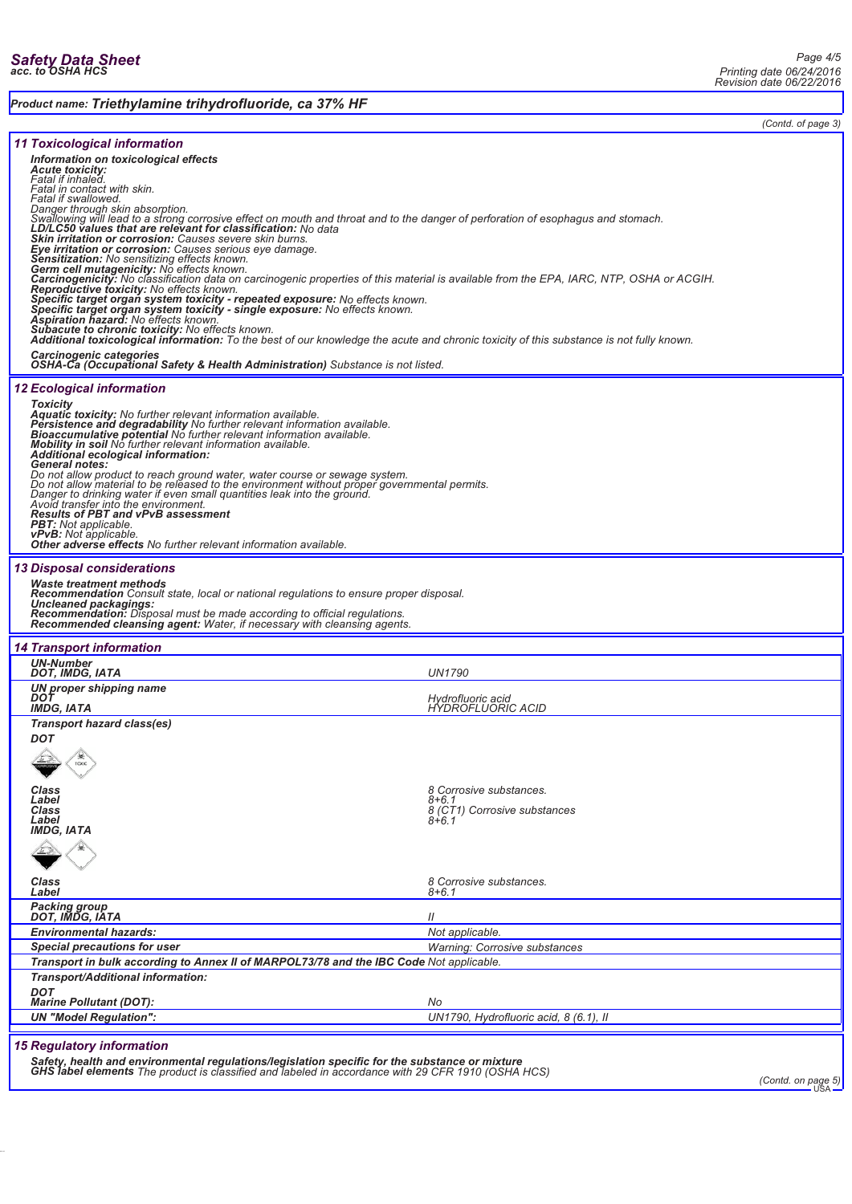**Product name: Triethylamine trihydrofluoride, ca 37% HF**

(Contd. of page 3)

## 11 Toxicological information

**Information on toxicological effects**
**Acute toxicity:**
Fatal if inhaled.
Fatal in contact with skin.
Fatal if swallowed.
Danger through skin absorption.
Swallowing will lead to a strong corrosive effect on mouth and throat and to the danger of perforation of esophagus and stomach.
**LD/LC50 values that are relevant for classification:** No data
**Skin irritation or corrosion:** Causes severe skin burns.
**Eye irritation or corrosion:** Causes serious eye damage.
**Sensitization:** No sensitizing effects known.
**Germ cell mutagenicity:** No effects known.
**Carcinogenicity:** No classification data on carcinogenic properties of this material is available from the EPA, IARC, NTP, OSHA or ACGIH.
**Reproductive toxicity:** No effects known.
**Specific target organ system toxicity - repeated exposure:** No effects known.
**Specific target organ system toxicity - single exposure:** No effects known.
**Aspiration hazard:** No effects known.
**Subacute to chronic toxicity:** No effects known.
**Additional toxicological information:** To the best of our knowledge the acute and chronic toxicity of this substance is not fully known.

**Carcinogenic categories**
**OSHA-Ca (Occupational Safety & Health Administration)** Substance is not listed.

## 12 Ecological information

**Toxicity**
**Aquatic toxicity:** No further relevant information available.
**Persistence and degradability** No further relevant information available.
**Bioaccumulative potential** No further relevant information available.
**Mobility in soil** No further relevant information available.
**Additional ecological information:**
**General notes:**
Do not allow product to reach ground water, water course or sewage system.
Do not allow material to be released to the environment without proper governmental permits.
Danger to drinking water if even small quantities leak into the ground.
Avoid transfer into the environment.
**Results of PBT and vPvB assessment**
**PBT:** Not applicable.
**vPvB:** Not applicable.
**Other adverse effects** No further relevant information available.

## 13 Disposal considerations

**Waste treatment methods**
**Recommendation** Consult state, local or national regulations to ensure proper disposal.
**Uncleaned packagings:**
**Recommendation:** Disposal must be made according to official regulations.
**Recommended cleansing agent:** Water, if necessary with cleansing agents.

## 14 Transport information

| | |
|---|---|
| **UN-Number** | |
| **DOT, IMDG, IATA** | UN1790 |
| **UN proper shipping name** | |
| **DOT** | Hydrofluoric acid |
| **IMDG, IATA** | HYDROFLUORIC ACID |
| **Transport hazard class(es)** | |
| **DOT** | |
| **Class** | 8 Corrosive substances. |
| **Label** | 8+6.1 |
| **Class** | 8 (CT1) Corrosive substances |
| **Label** | 8+6.1 |
| **IMDG, IATA** | |
| **Class** | 8 Corrosive substances. |
| **Label** | 8+6.1 |
| **Packing group** | |
| **DOT, IMDG, IATA** | II |
| **Environmental hazards:** | Not applicable. |
| **Special precautions for user** | Warning: Corrosive substances |
| **Transport in bulk according to Annex II of MARPOL73/78 and the IBC Code** | Not applicable. |
| **Transport/Additional information:** | |
| **DOT** | |
| **Marine Pollutant (DOT):** | No |
| **UN "Model Regulation":** | UN1790, Hydrofluoric acid, 8 (6.1), II |

## 15 Regulatory information

**Safety, health and environmental regulations/legislation specific for the substance or mixture**
**GHS label elements** The product is classified and labeled in accordance with 29 CFR 1910 (OSHA HCS)

(Contd. on page 5)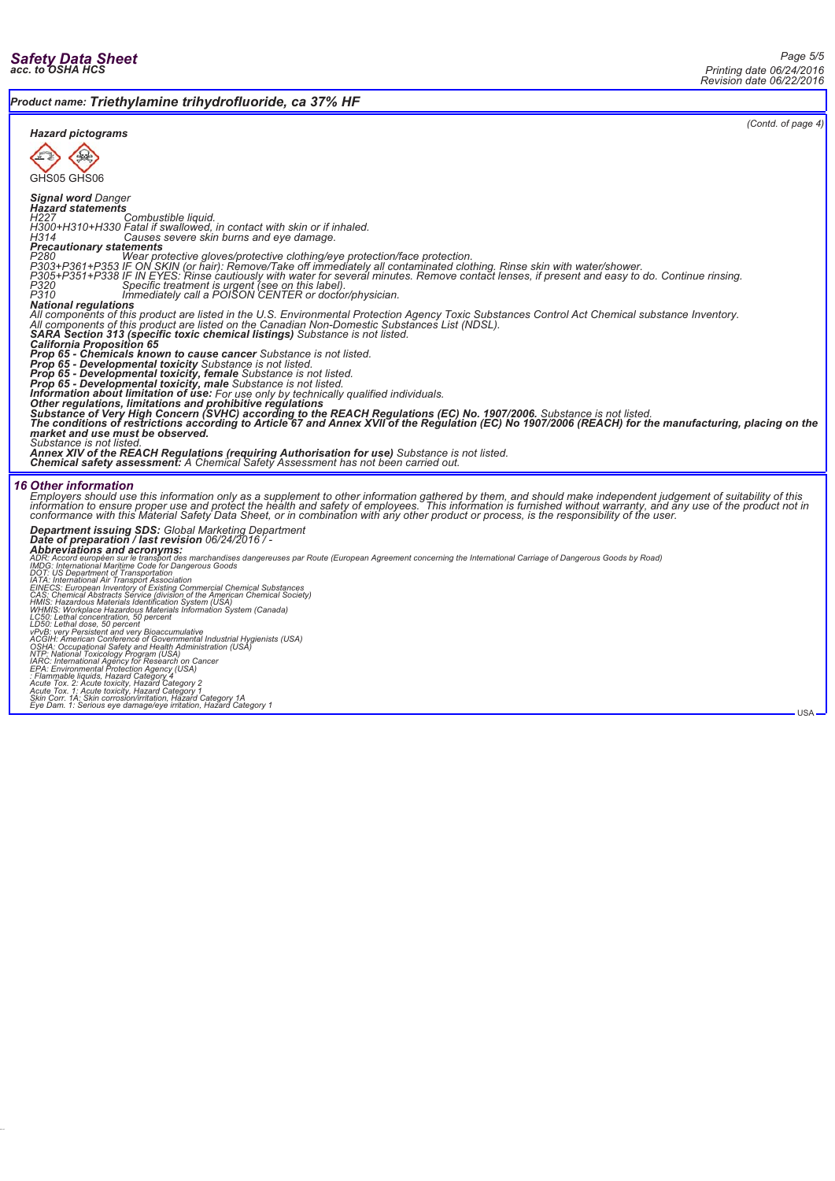**Product name: Triethylamine trihydrofluoride, ca 37% HF**

(Contd. of page 4)

***Hazard pictograms***

GHS05 GHS06

***Signal word*** *Danger*

***Hazard statements***

*H227 Combustible liquid.*
*H300+H310+H330 Fatal if swallowed, in contact with skin or if inhaled.*
*H314 Causes severe skin burns and eye damage.*

***Precautionary statements***

*P280 Wear protective gloves/protective clothing/eye protection/face protection.*
*P303+P361+P353 IF ON SKIN (or hair): Remove/Take off immediately all contaminated clothing. Rinse skin with water/shower.*
*P305+P351+P338 IF IN EYES: Rinse cautiously with water for several minutes. Remove contact lenses, if present and easy to do. Continue rinsing.*
*P320 Specific treatment is urgent (see on this label).*
*P310 Immediately call a POISON CENTER or doctor/physician.*

***National regulations***

*All components of this product are listed in the U.S. Environmental Protection Agency Toxic Substances Control Act Chemical substance Inventory.*
*All components of this product are listed on the Canadian Non-Domestic Substances List (NDSL).*
***SARA Section 313 (specific toxic chemical listings)*** *Substance is not listed.*
***California Proposition 65***
***Prop 65 - Chemicals known to cause cancer*** *Substance is not listed.*
***Prop 65 - Developmental toxicity*** *Substance is not listed.*
***Prop 65 - Developmental toxicity, female*** *Substance is not listed.*
***Prop 65 - Developmental toxicity, male*** *Substance is not listed.*
***Information about limitation of use:*** *For use only by technically qualified individuals.*
***Other regulations, limitations and prohibitive regulations***
***Substance of Very High Concern (SVHC) according to the REACH Regulations (EC) No. 1907/2006.*** *Substance is not listed.*
***The conditions of restrictions according to Article 67 and Annex XVII of the Regulation (EC) No 1907/2006 (REACH) for the manufacturing, placing on the market and use must be observed.***
*Substance is not listed.*
***Annex XIV of the REACH Regulations (requiring Authorisation for use)*** *Substance is not listed.*
***Chemical safety assessment:*** *A Chemical Safety Assessment has not been carried out.*

## 16 Other information

*Employers should use this information only as a supplement to other information gathered by them, and should make independent judgement of suitability of this information to ensure proper use and protect the health and safety of employees. This information is furnished without warranty, and any use of the product not in conformance with this Material Safety Data Sheet, or in combination with any other product or process, is the responsibility of the user.*

***Department issuing SDS:*** *Global Marketing Department*
***Date of preparation / last revision*** *06/24/2016 / -*
***Abbreviations and acronyms:***

*ADR: Accord européen sur le transport des marchandises dangereuses par Route (European Agreement concerning the International Carriage of Dangerous Goods by Road)*
*IMDG: International Maritime Code for Dangerous Goods*
*DOT: US Department of Transportation*
*IATA: International Air Transport Association*
*EINECS: European Inventory of Existing Commercial Chemical Substances*
*CAS: Chemical Abstracts Service (division of the American Chemical Society)*
*HMIS: Hazardous Materials Identification System (USA)*
*WHMIS: Workplace Hazardous Materials Information System (Canada)*
*LC50: Lethal concentration, 50 percent*
*LD50: Lethal dose, 50 percent*
*vPvB: very Persistent and very Bioaccumulative*
*ACGIH: American Conference of Governmental Industrial Hygienists (USA)*
*OSHA: Occupational Safety and Health Administration (USA)*
*NTP: National Toxicology Program (USA)*
*IARC: International Agency for Research on Cancer*
*EPA: Environmental Protection Agency (USA)*
*: Flammable liquids, Hazard Category 4*
*Acute Tox. 2: Acute toxicity, Hazard Category 2*
*Acute Tox. 1: Acute toxicity, Hazard Category 1*
*Skin Corr. 1A: Skin corrosion/irritation, Hazard Category 1A*
*Eye Dam. 1: Serious eye damage/eye irritation, Hazard Category 1*